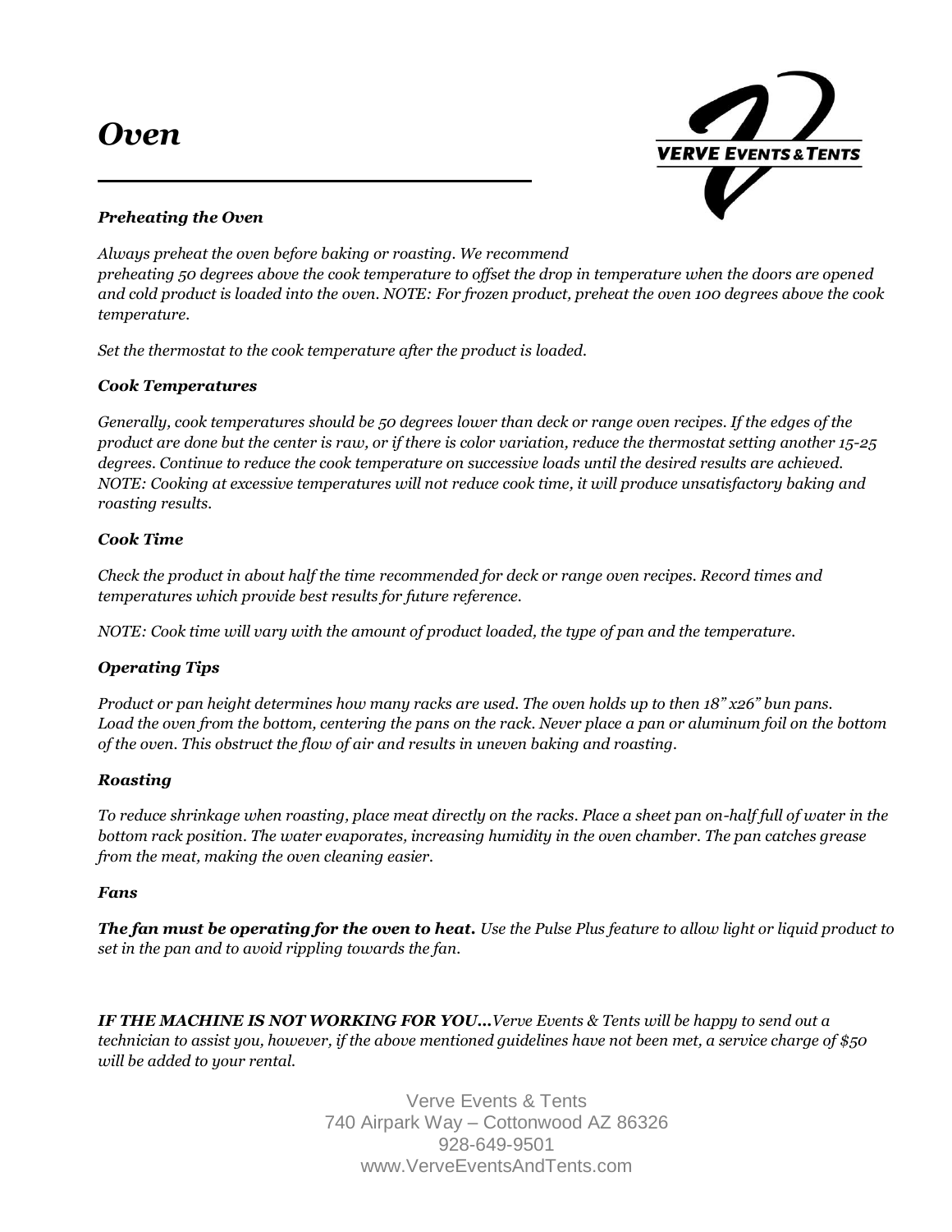# *Oven*

***Preheating the Oven***

*Always preheat the oven before baking or roasting. We recommend preheating 50 degrees above the cook temperature to offset the drop in temperature when the doors are opened and cold product is loaded into the oven. NOTE: For frozen product, preheat the oven 100 degrees above the cook temperature.*

*Set the thermostat to the cook temperature after the product is loaded.*

***Cook Temperatures***

*Generally, cook temperatures should be 50 degrees lower than deck or range oven recipes. If the edges of the product are done but the center is raw, or if there is color variation, reduce the thermostat setting another 15-25 degrees. Continue to reduce the cook temperature on successive loads until the desired results are achieved. NOTE: Cooking at excessive temperatures will not reduce cook time, it will produce unsatisfactory baking and roasting results.*

***Cook Time***

*Check the product in about half the time recommended for deck or range oven recipes. Record times and temperatures which provide best results for future reference.*

*NOTE: Cook time will vary with the amount of product loaded, the type of pan and the temperature.*

***Operating Tips***

*Product or pan height determines how many racks are used. The oven holds up to then 18" x26" bun pans. Load the oven from the bottom, centering the pans on the rack. Never place a pan or aluminum foil on the bottom of the oven. This obstruct the flow of air and results in uneven baking and roasting.*

***Roasting***

*To reduce shrinkage when roasting, place meat directly on the racks. Place a sheet pan on-half full of water in the bottom rack position. The water evaporates, increasing humidity in the oven chamber. The pan catches grease from the meat, making the oven cleaning easier.*

***Fans***

***The fan must be operating for the oven to heat.*** *Use the Pulse Plus feature to allow light or liquid product to set in the pan and to avoid rippling towards the fan.*

***IF THE MACHINE IS NOT WORKING FOR YOU…****Verve Events & Tents will be happy to send out a technician to assist you, however, if the above mentioned guidelines have not been met, a service charge of $50 will be added to your rental.*

Verve Events & Tents
740 Airpark Way – Cottonwood AZ 86326
928-649-9501
www.VerveEventsAndTents.com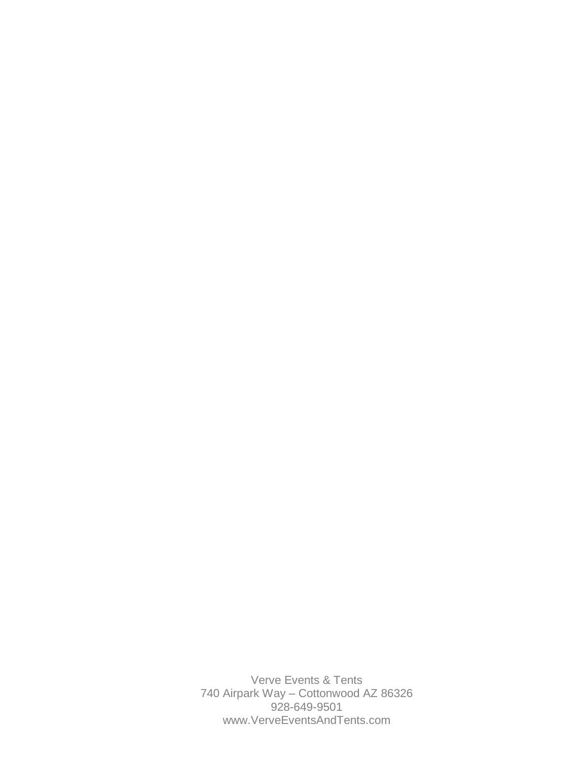Verve Events & Tents
740 Airpark Way – Cottonwood AZ 86326
928-649-9501
www.VerveEventsAndTents.com